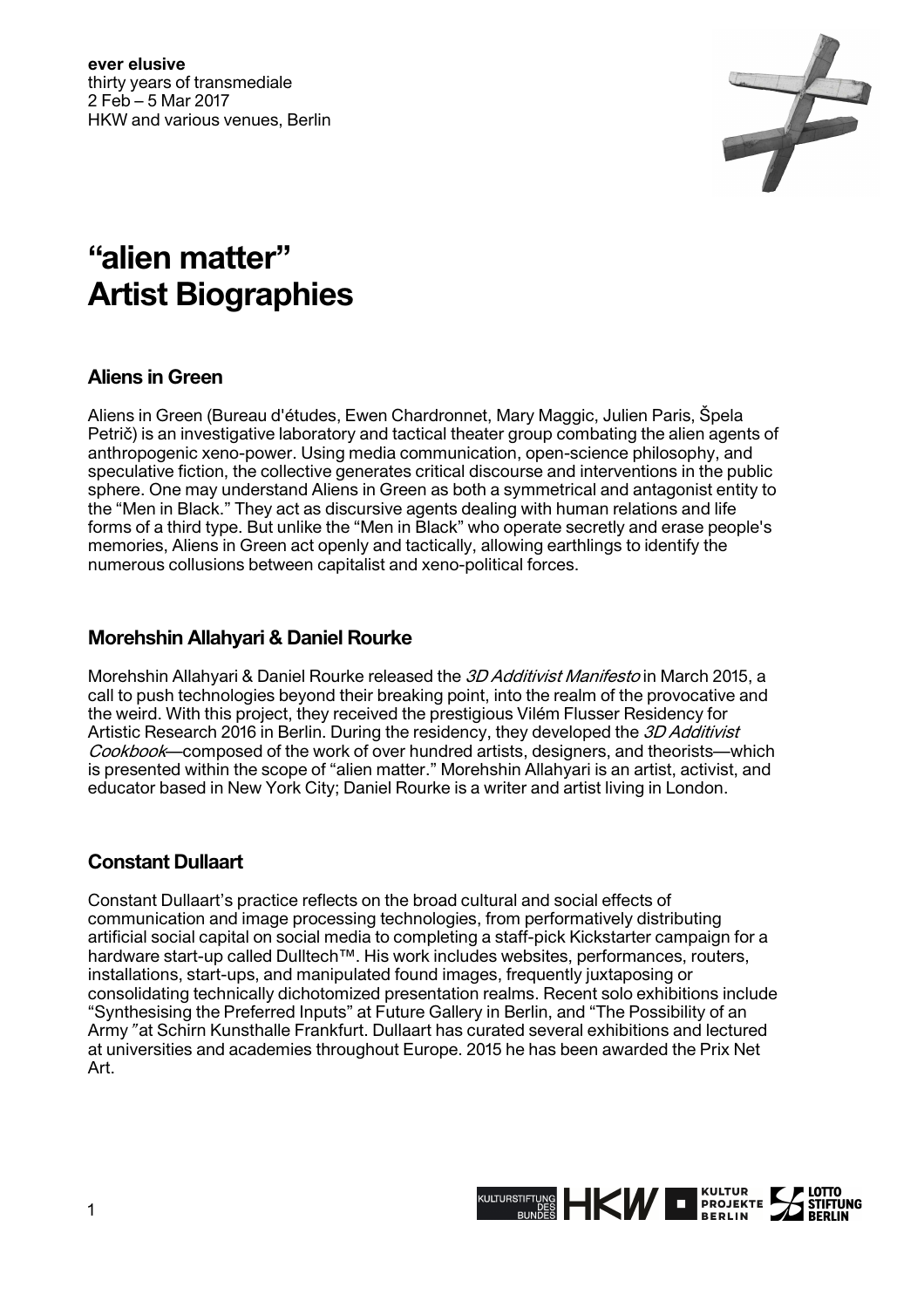**ever elusive**
thirty years of transmediale
2 Feb – 5 Mar 2017
HKW and various venues, Berlin

# "alien matter" Artist Biographies

## Aliens in Green

Aliens in Green (Bureau d'études, Ewen Chardronnet, Mary Maggic, Julien Paris, Špela Petrič) is an investigative laboratory and tactical theater group combating the alien agents of anthropogenic xeno-power. Using media communication, open-science philosophy, and speculative fiction, the collective generates critical discourse and interventions in the public sphere. One may understand Aliens in Green as both a symmetrical and antagonist entity to the "Men in Black." They act as discursive agents dealing with human relations and life forms of a third type. But unlike the "Men in Black" who operate secretly and erase people's memories, Aliens in Green act openly and tactically, allowing earthlings to identify the numerous collusions between capitalist and xeno-political forces.

## Morehshin Allahyari & Daniel Rourke

Morehshin Allahyari & Daniel Rourke released the *3D Additivist Manifesto* in March 2015, a call to push technologies beyond their breaking point, into the realm of the provocative and the weird. With this project, they received the prestigious Vilém Flusser Residency for Artistic Research 2016 in Berlin. During the residency, they developed the *3D Additivist Cookbook*—composed of the work of over hundred artists, designers, and theorists—which is presented within the scope of "alien matter." Morehshin Allahyari is an artist, activist, and educator based in New York City; Daniel Rourke is a writer and artist living in London.

## Constant Dullaart

Constant Dullaart's practice reflects on the broad cultural and social effects of communication and image processing technologies, from performatively distributing artificial social capital on social media to completing a staff-pick Kickstarter campaign for a hardware start-up called Dulltech™. His work includes websites, performances, routers, installations, start-ups, and manipulated found images, frequently juxtaposing or consolidating technically dichotomized presentation realms. Recent solo exhibitions include "Synthesising the Preferred Inputs" at Future Gallery in Berlin, and "The Possibility of an Army" at Schirn Kunsthalle Frankfurt. Dullaart has curated several exhibitions and lectured at universities and academies throughout Europe. 2015 he has been awarded the Prix Net Art.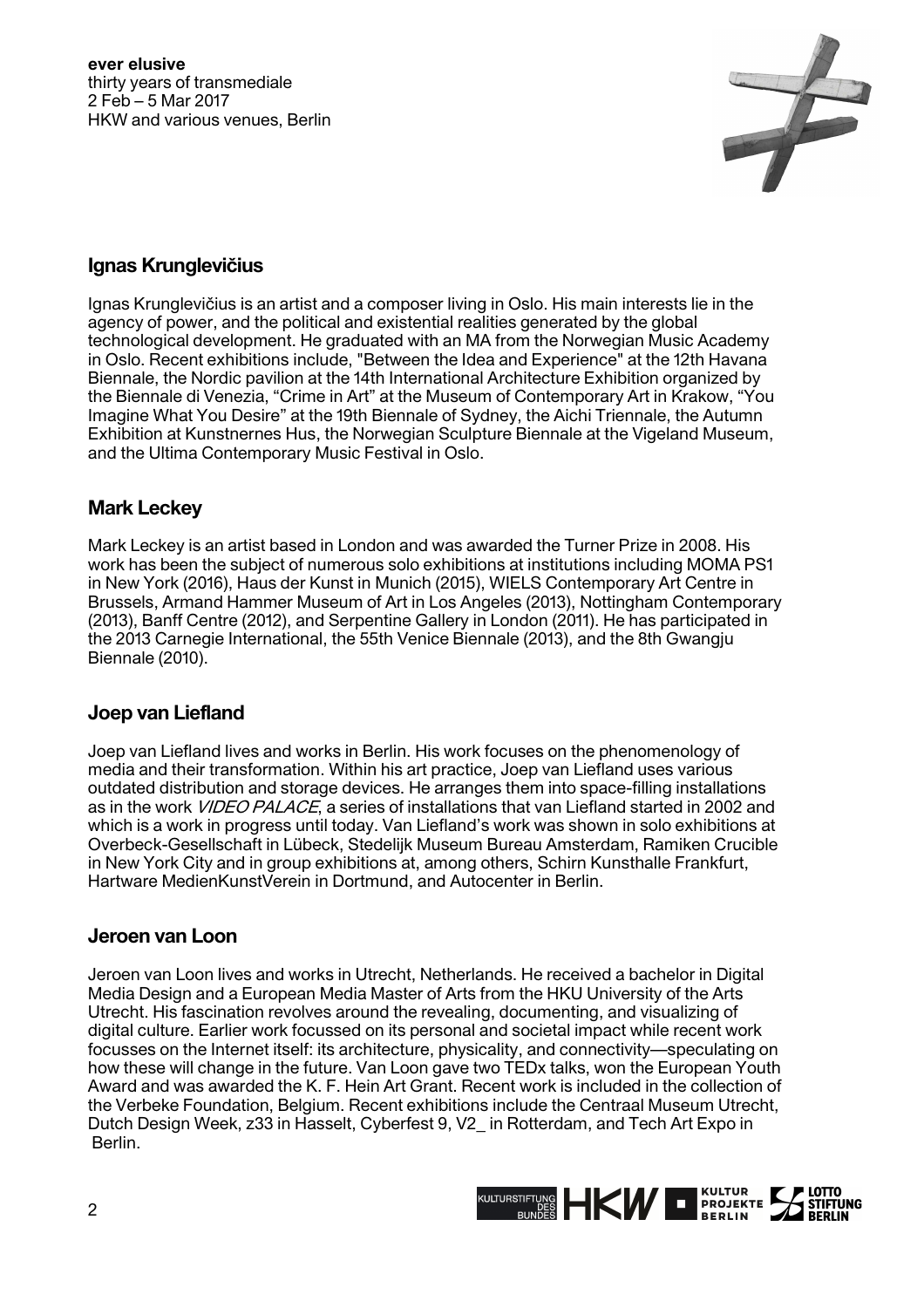## Ignas Krunglevičius

Ignas Krunglevičius is an artist and a composer living in Oslo. His main interests lie in the agency of power, and the political and existential realities generated by the global technological development. He graduated with an MA from the Norwegian Music Academy in Oslo. Recent exhibitions include, "Between the Idea and Experience" at the 12th Havana Biennale, the Nordic pavilion at the 14th International Architecture Exhibition organized by the Biennale di Venezia, "Crime in Art" at the Museum of Contemporary Art in Krakow, "You Imagine What You Desire" at the 19th Biennale of Sydney, the Aichi Triennale, the Autumn Exhibition at Kunstnernes Hus, the Norwegian Sculpture Biennale at the Vigeland Museum, and the Ultima Contemporary Music Festival in Oslo.

## Mark Leckey

Mark Leckey is an artist based in London and was awarded the Turner Prize in 2008. His work has been the subject of numerous solo exhibitions at institutions including MOMA PS1 in New York (2016), Haus der Kunst in Munich (2015), WIELS Contemporary Art Centre in Brussels, Armand Hammer Museum of Art in Los Angeles (2013), Nottingham Contemporary (2013), Banff Centre (2012), and Serpentine Gallery in London (2011). He has participated in the 2013 Carnegie International, the 55th Venice Biennale (2013), and the 8th Gwangju Biennale (2010).

## Joep van Liefland

Joep van Liefland lives and works in Berlin. His work focuses on the phenomenology of media and their transformation. Within his art practice, Joep van Liefland uses various outdated distribution and storage devices. He arranges them into space-filling installations as in the work *VIDEO PALACE*, a series of installations that van Liefland started in 2002 and which is a work in progress until today. Van Liefland's work was shown in solo exhibitions at Overbeck-Gesellschaft in Lübeck, Stedelijk Museum Bureau Amsterdam, Ramiken Crucible in New York City and in group exhibitions at, among others, Schirn Kunsthalle Frankfurt, Hartware MedienKunstVerein in Dortmund, and Autocenter in Berlin.

## Jeroen van Loon

Jeroen van Loon lives and works in Utrecht, Netherlands. He received a bachelor in Digital Media Design and a European Media Master of Arts from the HKU University of the Arts Utrecht. His fascination revolves around the revealing, documenting, and visualizing of digital culture. Earlier work focussed on its personal and societal impact while recent work focusses on the Internet itself: its architecture, physicality, and connectivity—speculating on how these will change in the future. Van Loon gave two TEDx talks, won the European Youth Award and was awarded the K. F. Hein Art Grant. Recent work is included in the collection of the Verbeke Foundation, Belgium. Recent exhibitions include the Centraal Museum Utrecht, Dutch Design Week, z33 in Hasselt, Cyberfest 9, V2_ in Rotterdam, and Tech Art Expo in Berlin.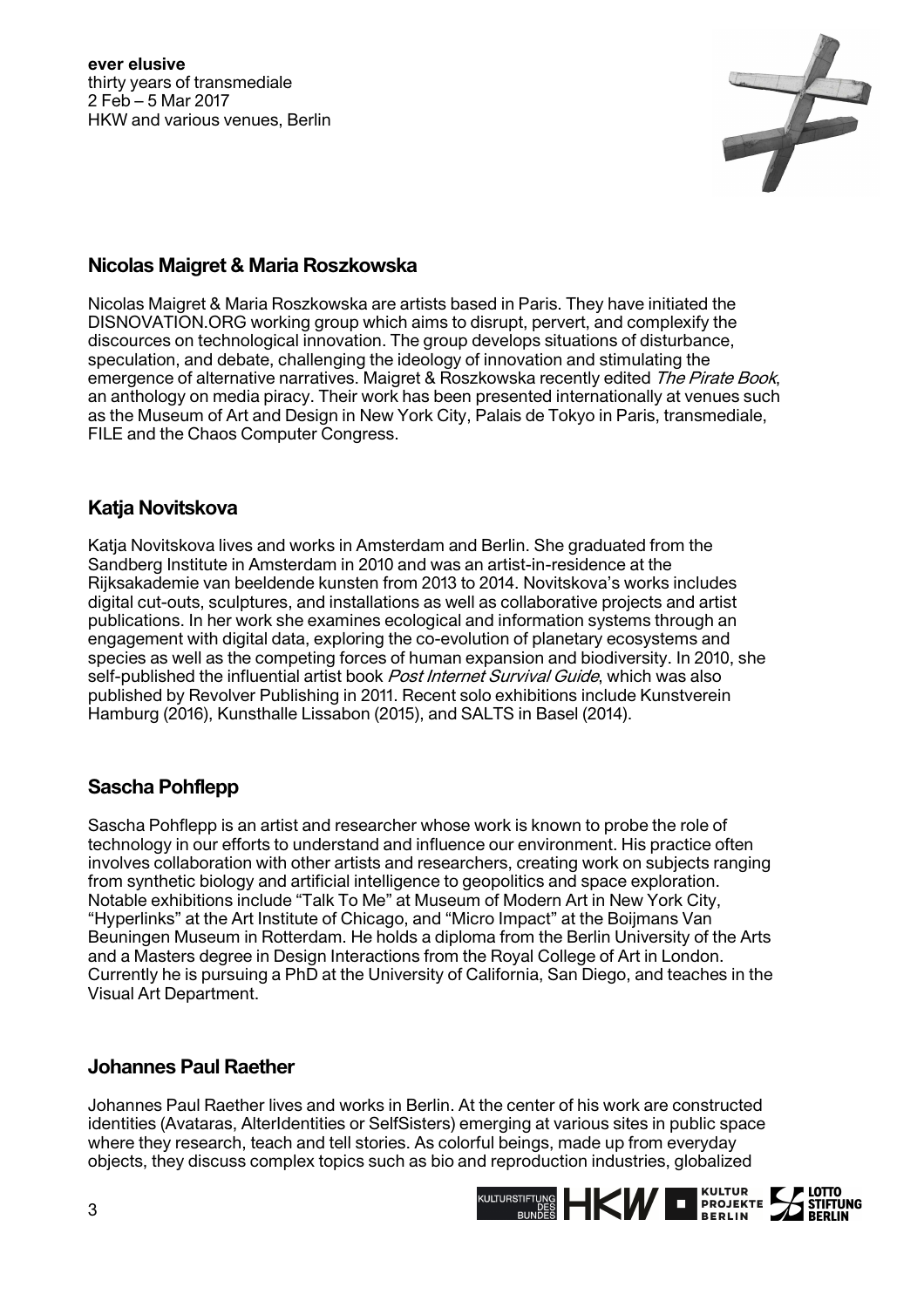## Nicolas Maigret & Maria Roszkowska

Nicolas Maigret & Maria Roszkowska are artists based in Paris. They have initiated the DISNOVATION.ORG working group which aims to disrupt, pervert, and complexify the discources on technological innovation. The group develops situations of disturbance, speculation, and debate, challenging the ideology of innovation and stimulating the emergence of alternative narratives. Maigret & Roszkowska recently edited *The Pirate Book*, an anthology on media piracy. Their work has been presented internationally at venues such as the Museum of Art and Design in New York City, Palais de Tokyo in Paris, transmediale, FILE and the Chaos Computer Congress.

## Katja Novitskova

Katja Novitskova lives and works in Amsterdam and Berlin. She graduated from the Sandberg Institute in Amsterdam in 2010 and was an artist-in-residence at the Rijksakademie van beeldende kunsten from 2013 to 2014. Novitskova's works includes digital cut-outs, sculptures, and installations as well as collaborative projects and artist publications. In her work she examines ecological and information systems through an engagement with digital data, exploring the co-evolution of planetary ecosystems and species as well as the competing forces of human expansion and biodiversity. In 2010, she self-published the influential artist book *Post Internet Survival Guide*, which was also published by Revolver Publishing in 2011. Recent solo exhibitions include Kunstverein Hamburg (2016), Kunsthalle Lissabon (2015), and SALTS in Basel (2014).

## Sascha Pohflepp

Sascha Pohflepp is an artist and researcher whose work is known to probe the role of technology in our efforts to understand and influence our environment. His practice often involves collaboration with other artists and researchers, creating work on subjects ranging from synthetic biology and artificial intelligence to geopolitics and space exploration. Notable exhibitions include "Talk To Me" at Museum of Modern Art in New York City, "Hyperlinks" at the Art Institute of Chicago, and "Micro Impact" at the Boijmans Van Beuningen Museum in Rotterdam. He holds a diploma from the Berlin University of the Arts and a Masters degree in Design Interactions from the Royal College of Art in London. Currently he is pursuing a PhD at the University of California, San Diego, and teaches in the Visual Art Department.

## Johannes Paul Raether

Johannes Paul Raether lives and works in Berlin. At the center of his work are constructed identities (Avataras, AlterIdentities or SelfSisters) emerging at various sites in public space where they research, teach and tell stories. As colorful beings, made up from everyday objects, they discuss complex topics such as bio and reproduction industries, globalized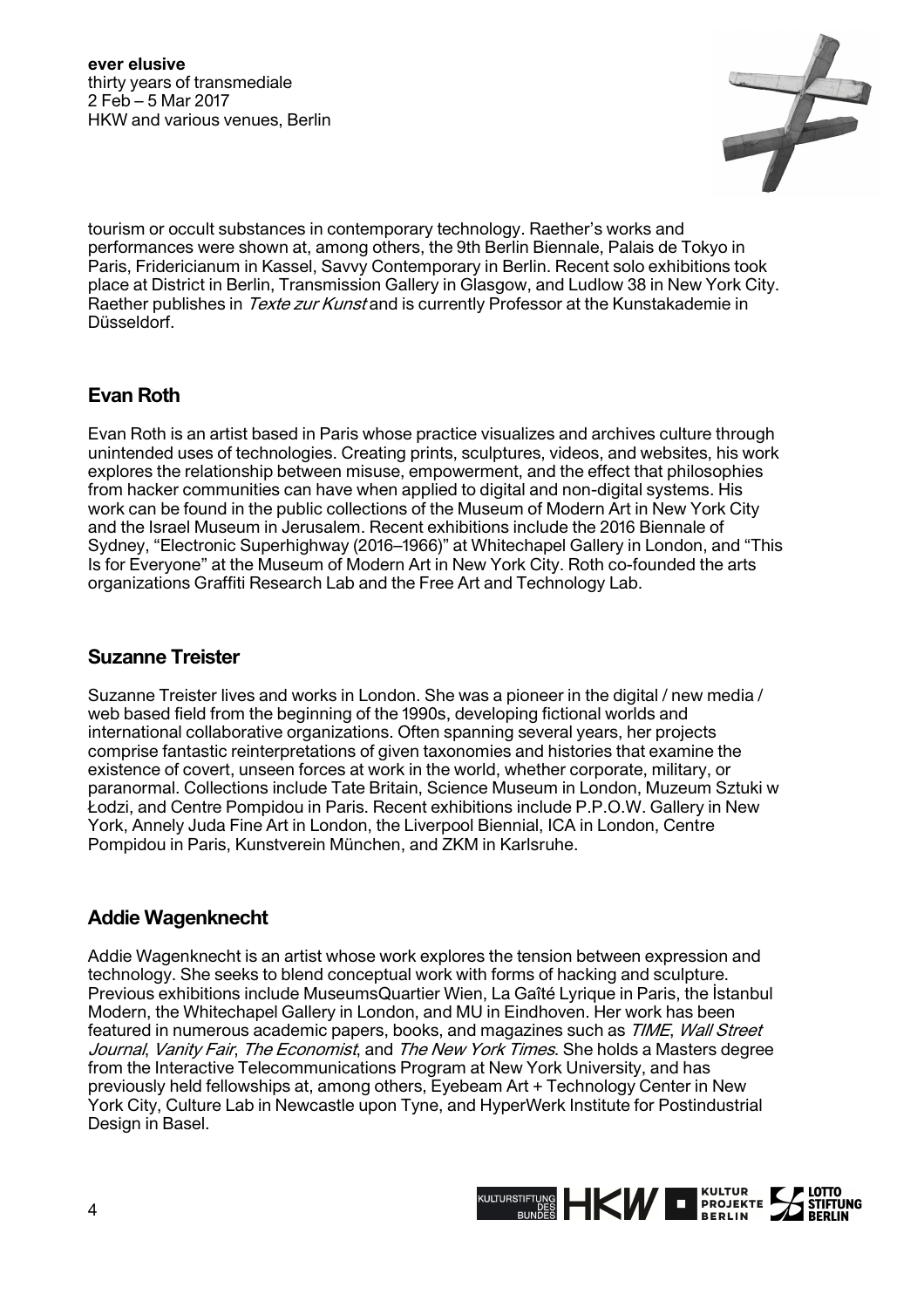tourism or occult substances in contemporary technology. Raether's works and performances were shown at, among others, the 9th Berlin Biennale, Palais de Tokyo in Paris, Fridericianum in Kassel, Savvy Contemporary in Berlin. Recent solo exhibitions took place at District in Berlin, Transmission Gallery in Glasgow, and Ludlow 38 in New York City. Raether publishes in *Texte zur Kunst* and is currently Professor at the Kunstakademie in Düsseldorf.

## Evan Roth

Evan Roth is an artist based in Paris whose practice visualizes and archives culture through unintended uses of technologies. Creating prints, sculptures, videos, and websites, his work explores the relationship between misuse, empowerment, and the effect that philosophies from hacker communities can have when applied to digital and non-digital systems. His work can be found in the public collections of the Museum of Modern Art in New York City and the Israel Museum in Jerusalem. Recent exhibitions include the 2016 Biennale of Sydney, "Electronic Superhighway (2016–1966)" at Whitechapel Gallery in London, and "This Is for Everyone" at the Museum of Modern Art in New York City. Roth co-founded the arts organizations Graffiti Research Lab and the Free Art and Technology Lab.

## Suzanne Treister

Suzanne Treister lives and works in London. She was a pioneer in the digital / new media / web based field from the beginning of the 1990s, developing fictional worlds and international collaborative organizations. Often spanning several years, her projects comprise fantastic reinterpretations of given taxonomies and histories that examine the existence of covert, unseen forces at work in the world, whether corporate, military, or paranormal. Collections include Tate Britain, Science Museum in London, Muzeum Sztuki w Łodzi, and Centre Pompidou in Paris. Recent exhibitions include P.P.O.W. Gallery in New York, Annely Juda Fine Art in London, the Liverpool Biennial, ICA in London, Centre Pompidou in Paris, Kunstverein München, and ZKM in Karlsruhe.

## Addie Wagenknecht

Addie Wagenknecht is an artist whose work explores the tension between expression and technology. She seeks to blend conceptual work with forms of hacking and sculpture. Previous exhibitions include MuseumsQuartier Wien, La Gaîté Lyrique in Paris, the İstanbul Modern, the Whitechapel Gallery in London, and MU in Eindhoven. Her work has been featured in numerous academic papers, books, and magazines such as *TIME*, *Wall Street Journal*, *Vanity Fair*, *The Economist*, and *The New York Times*. She holds a Masters degree from the Interactive Telecommunications Program at New York University, and has previously held fellowships at, among others, Eyebeam Art + Technology Center in New York City, Culture Lab in Newcastle upon Tyne, and HyperWerk Institute for Postindustrial Design in Basel.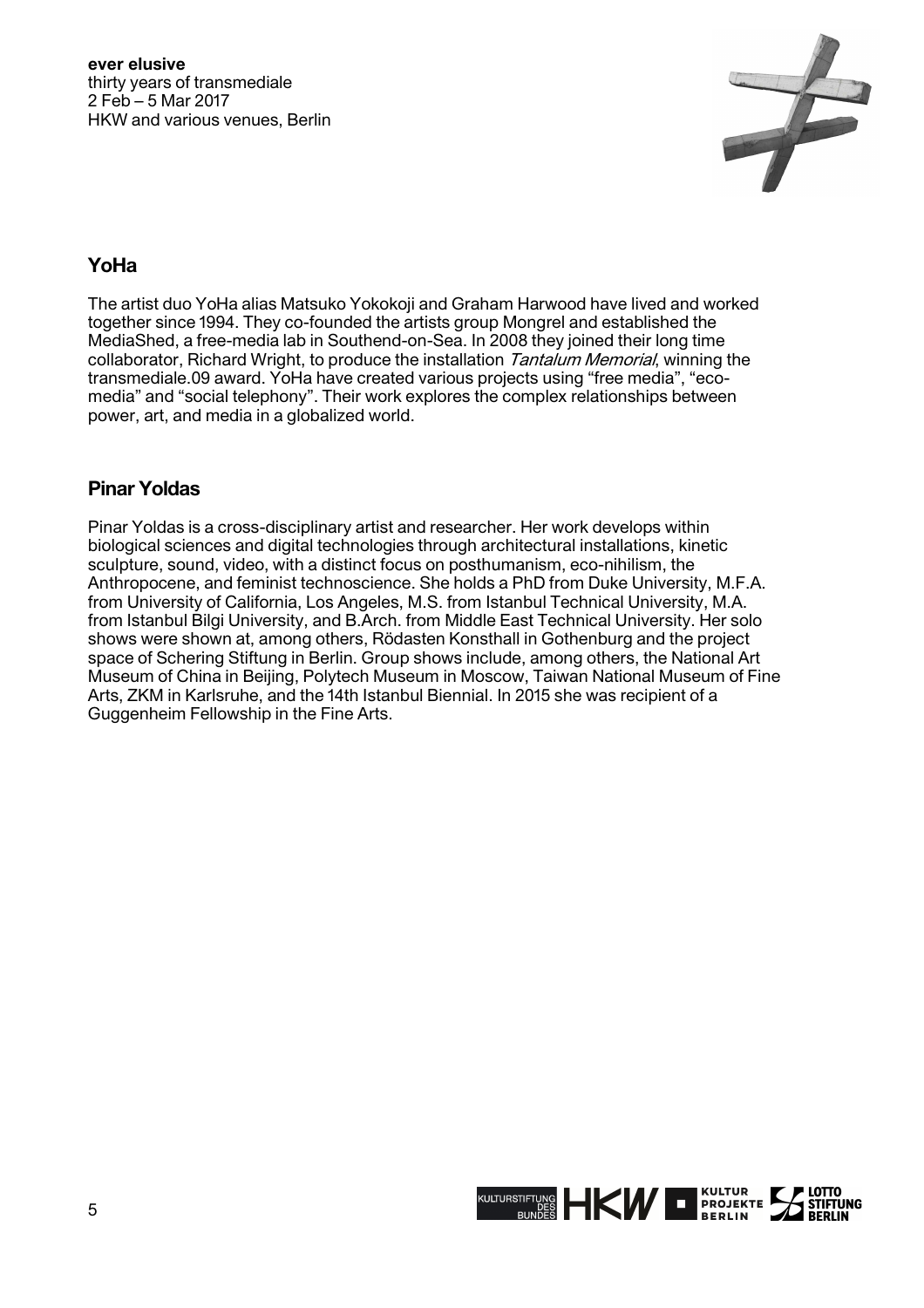## YoHa

The artist duo YoHa alias Matsuko Yokokoji and Graham Harwood have lived and worked together since 1994. They co-founded the artists group Mongrel and established the MediaShed, a free-media lab in Southend-on-Sea. In 2008 they joined their long time collaborator, Richard Wright, to produce the installation *Tantalum Memorial*, winning the transmediale.09 award. YoHa have created various projects using "free media", "eco-media" and "social telephony". Their work explores the complex relationships between power, art, and media in a globalized world.

## Pinar Yoldas

Pinar Yoldas is a cross-disciplinary artist and researcher. Her work develops within biological sciences and digital technologies through architectural installations, kinetic sculpture, sound, video, with a distinct focus on posthumanism, eco-nihilism, the Anthropocene, and feminist technoscience. She holds a PhD from Duke University, M.F.A. from University of California, Los Angeles, M.S. from Istanbul Technical University, M.A. from Istanbul Bilgi University, and B.Arch. from Middle East Technical University. Her solo shows were shown at, among others, Rödasten Konsthall in Gothenburg and the project space of Schering Stiftung in Berlin. Group shows include, among others, the National Art Museum of China in Beijing, Polytech Museum in Moscow, Taiwan National Museum of Fine Arts, ZKM in Karlsruhe, and the 14th Istanbul Biennial. In 2015 she was recipient of a Guggenheim Fellowship in the Fine Arts.